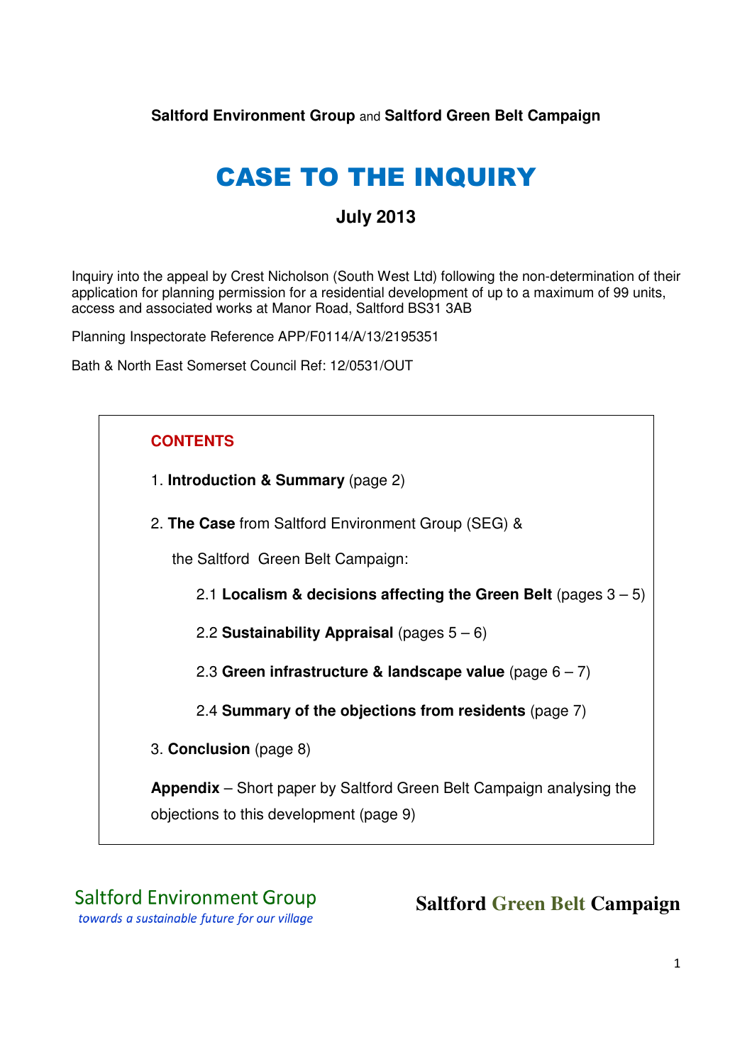**Saltford Environment Group** and **Saltford Green Belt Campaign**

# CASE TO THE INQUIRY

### July 2013

Inquiry into the appeal by Crest Nicholson (South West Ltd) following the non-determination of their application for planning permission for a residential development of up to a maximum of 99 units, access and associated works at Manor Road, Saltford BS31 3AB

Planning Inspectorate Reference APP/F0114/A/13/2195351

Bath & North East Somerset Council Ref: 12/0531/OUT

**CONTENTS**

1. **Introduction & Summary** (page 2)

2. **The Case** from Saltford Environment Group (SEG) & the Saltford Green Belt Campaign:

   2.1 **Localism & decisions affecting the Green Belt** (pages 3 – 5)

   2.2 **Sustainability Appraisal** (pages 5 – 6)

   2.3 **Green infrastructure & landscape value** (page 6 – 7)

   2.4 **Summary of the objections from residents** (page 7)

3. **Conclusion** (page 8)

**Appendix** – Short paper by Saltford Green Belt Campaign analysing the objections to this development (page 9)

Saltford Environment Group
*towards a sustainable future for our village*

**Saltford Green Belt Campaign**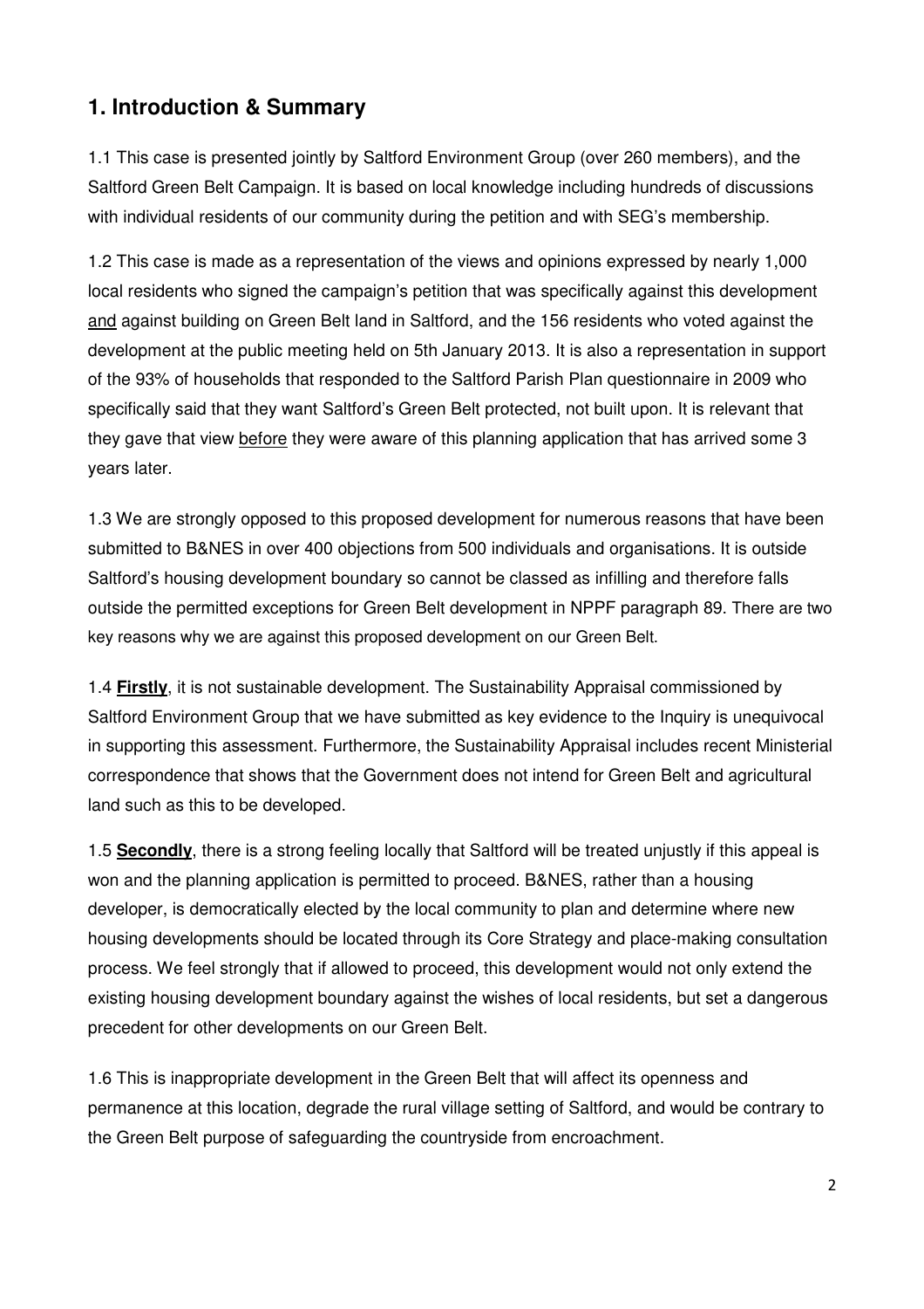## 1. Introduction & Summary

1.1 This case is presented jointly by Saltford Environment Group (over 260 members), and the Saltford Green Belt Campaign. It is based on local knowledge including hundreds of discussions with individual residents of our community during the petition and with SEG's membership.

1.2 This case is made as a representation of the views and opinions expressed by nearly 1,000 local residents who signed the campaign's petition that was specifically against this development and against building on Green Belt land in Saltford, and the 156 residents who voted against the development at the public meeting held on 5th January 2013. It is also a representation in support of the 93% of households that responded to the Saltford Parish Plan questionnaire in 2009 who specifically said that they want Saltford's Green Belt protected, not built upon. It is relevant that they gave that view before they were aware of this planning application that has arrived some 3 years later.

1.3 We are strongly opposed to this proposed development for numerous reasons that have been submitted to B&NES in over 400 objections from 500 individuals and organisations. It is outside Saltford's housing development boundary so cannot be classed as infilling and therefore falls outside the permitted exceptions for Green Belt development in NPPF paragraph 89. There are two key reasons why we are against this proposed development on our Green Belt.

1.4 **Firstly**, it is not sustainable development. The Sustainability Appraisal commissioned by Saltford Environment Group that we have submitted as key evidence to the Inquiry is unequivocal in supporting this assessment. Furthermore, the Sustainability Appraisal includes recent Ministerial correspondence that shows that the Government does not intend for Green Belt and agricultural land such as this to be developed.

1.5 **Secondly**, there is a strong feeling locally that Saltford will be treated unjustly if this appeal is won and the planning application is permitted to proceed. B&NES, rather than a housing developer, is democratically elected by the local community to plan and determine where new housing developments should be located through its Core Strategy and place-making consultation process. We feel strongly that if allowed to proceed, this development would not only extend the existing housing development boundary against the wishes of local residents, but set a dangerous precedent for other developments on our Green Belt.

1.6 This is inappropriate development in the Green Belt that will affect its openness and permanence at this location, degrade the rural village setting of Saltford, and would be contrary to the Green Belt purpose of safeguarding the countryside from encroachment.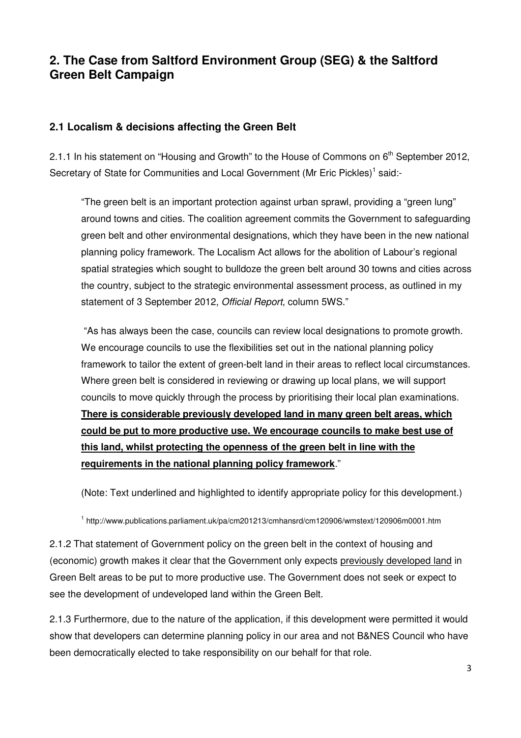## 2. The Case from Saltford Environment Group (SEG) & the Saltford Green Belt Campaign

### 2.1 Localism & decisions affecting the Green Belt

2.1.1 In his statement on "Housing and Growth" to the House of Commons on 6th September 2012, Secretary of State for Communities and Local Government (Mr Eric Pickles)[1] said:-

> "The green belt is an important protection against urban sprawl, providing a "green lung" around towns and cities. The coalition agreement commits the Government to safeguarding green belt and other environmental designations, which they have been in the new national planning policy framework. The Localism Act allows for the abolition of Labour's regional spatial strategies which sought to bulldoze the green belt around 30 towns and cities across the country, subject to the strategic environmental assessment process, as outlined in my statement of 3 September 2012, *Official Report*, column 5WS."
>
> "As has always been the case, councils can review local designations to promote growth. We encourage councils to use the flexibilities set out in the national planning policy framework to tailor the extent of green-belt land in their areas to reflect local circumstances. Where green belt is considered in reviewing or drawing up local plans, we will support councils to move quickly through the process by prioritising their local plan examinations. <u>**There is considerable previously developed land in many green belt areas, which could be put to more productive use. We encourage councils to make best use of this land, whilst protecting the openness of the green belt in line with the requirements in the national planning policy framework**</u>."
>
> (Note: Text underlined and highlighted to identify appropriate policy for this development.)

[1] http://www.publications.parliament.uk/pa/cm201213/cmhansrd/cm120906/wmstext/120906m0001.htm

2.1.2 That statement of Government policy on the green belt in the context of housing and (economic) growth makes it clear that the Government only expects <u>previously developed land</u> in Green Belt areas to be put to more productive use. The Government does not seek or expect to see the development of undeveloped land within the Green Belt.

2.1.3 Furthermore, due to the nature of the application, if this development were permitted it would show that developers can determine planning policy in our area and not B&NES Council who have been democratically elected to take responsibility on our behalf for that role.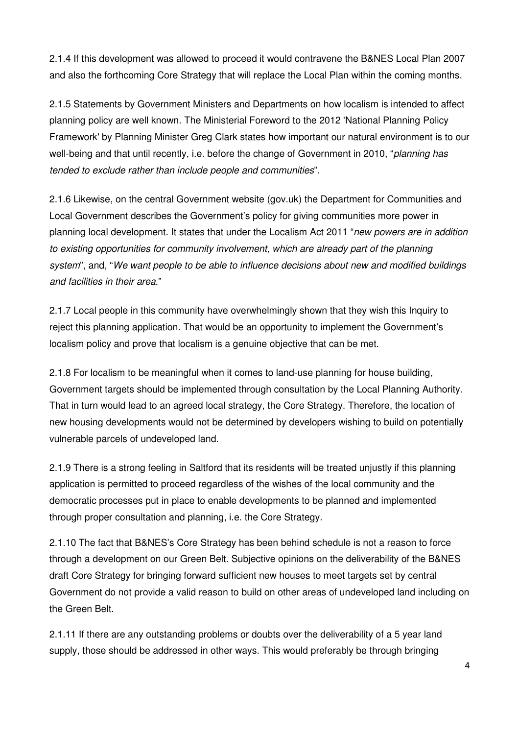2.1.4 If this development was allowed to proceed it would contravene the B&NES Local Plan 2007 and also the forthcoming Core Strategy that will replace the Local Plan within the coming months.

2.1.5 Statements by Government Ministers and Departments on how localism is intended to affect planning policy are well known. The Ministerial Foreword to the 2012 'National Planning Policy Framework' by Planning Minister Greg Clark states how important our natural environment is to our well-being and that until recently, i.e. before the change of Government in 2010, "*planning has tended to exclude rather than include people and communities*".

2.1.6 Likewise, on the central Government website (gov.uk) the Department for Communities and Local Government describes the Government's policy for giving communities more power in planning local development. It states that under the Localism Act 2011 "*new powers are in addition to existing opportunities for community involvement, which are already part of the planning system*", and, "*We want people to be able to influence decisions about new and modified buildings and facilities in their area.*"

2.1.7 Local people in this community have overwhelmingly shown that they wish this Inquiry to reject this planning application. That would be an opportunity to implement the Government's localism policy and prove that localism is a genuine objective that can be met.

2.1.8 For localism to be meaningful when it comes to land-use planning for house building, Government targets should be implemented through consultation by the Local Planning Authority. That in turn would lead to an agreed local strategy, the Core Strategy. Therefore, the location of new housing developments would not be determined by developers wishing to build on potentially vulnerable parcels of undeveloped land.

2.1.9 There is a strong feeling in Saltford that its residents will be treated unjustly if this planning application is permitted to proceed regardless of the wishes of the local community and the democratic processes put in place to enable developments to be planned and implemented through proper consultation and planning, i.e. the Core Strategy.

2.1.10 The fact that B&NES's Core Strategy has been behind schedule is not a reason to force through a development on our Green Belt. Subjective opinions on the deliverability of the B&NES draft Core Strategy for bringing forward sufficient new houses to meet targets set by central Government do not provide a valid reason to build on other areas of undeveloped land including on the Green Belt.

2.1.11 If there are any outstanding problems or doubts over the deliverability of a 5 year land supply, those should be addressed in other ways. This would preferably be through bringing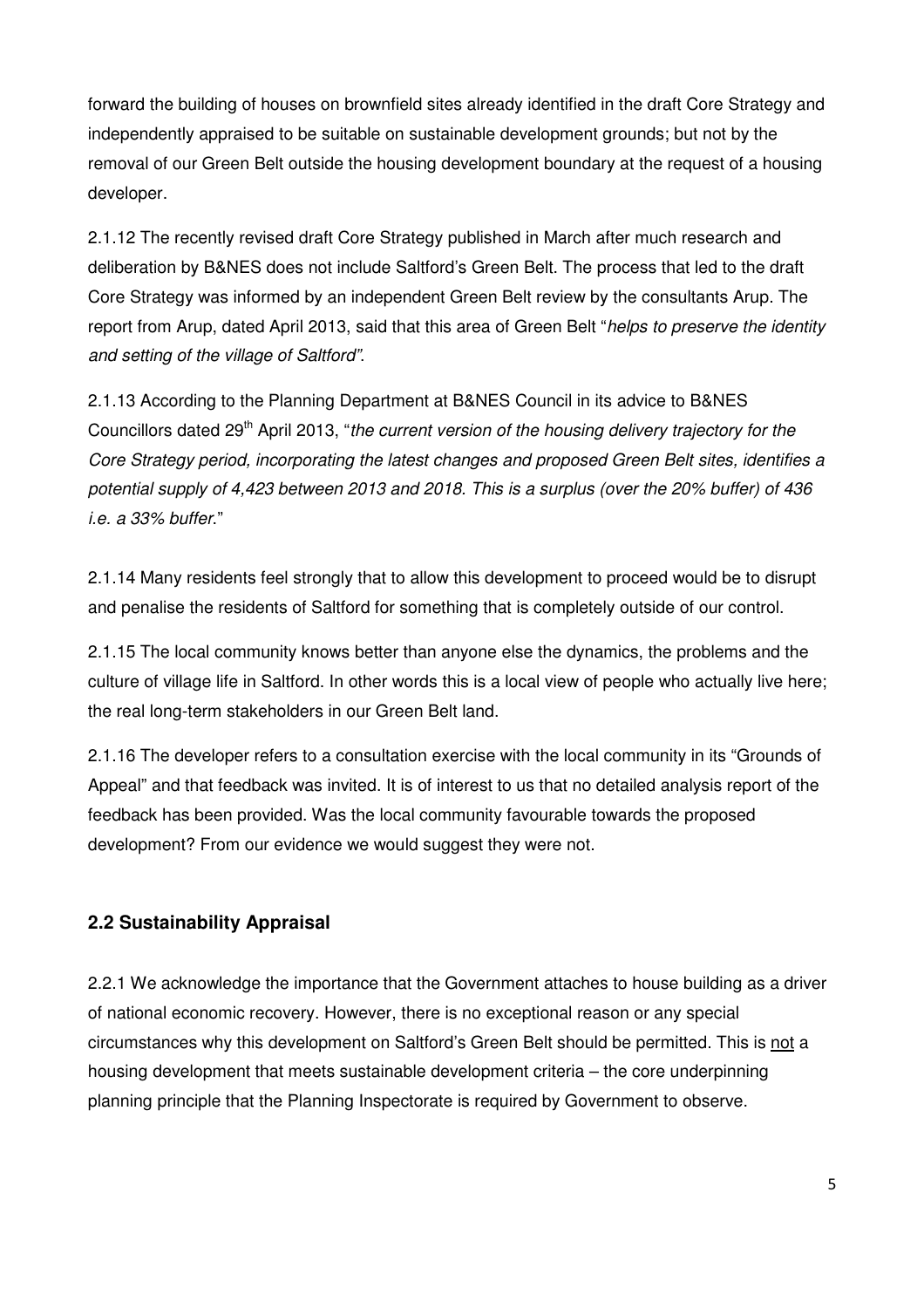forward the building of houses on brownfield sites already identified in the draft Core Strategy and independently appraised to be suitable on sustainable development grounds; but not by the removal of our Green Belt outside the housing development boundary at the request of a housing developer.

2.1.12 The recently revised draft Core Strategy published in March after much research and deliberation by B&NES does not include Saltford's Green Belt. The process that led to the draft Core Strategy was informed by an independent Green Belt review by the consultants Arup. The report from Arup, dated April 2013, said that this area of Green Belt "*helps to preserve the identity and setting of the village of Saltford"*.

2.1.13 According to the Planning Department at B&NES Council in its advice to B&NES Councillors dated 29th April 2013, "*the current version of the housing delivery trajectory for the Core Strategy period, incorporating the latest changes and proposed Green Belt sites, identifies a potential supply of 4,423 between 2013 and 2018. This is a surplus (over the 20% buffer) of 436 i.e. a 33% buffer.*"

2.1.14 Many residents feel strongly that to allow this development to proceed would be to disrupt and penalise the residents of Saltford for something that is completely outside of our control.

2.1.15 The local community knows better than anyone else the dynamics, the problems and the culture of village life in Saltford. In other words this is a local view of people who actually live here; the real long-term stakeholders in our Green Belt land.

2.1.16 The developer refers to a consultation exercise with the local community in its "Grounds of Appeal" and that feedback was invited. It is of interest to us that no detailed analysis report of the feedback has been provided. Was the local community favourable towards the proposed development? From our evidence we would suggest they were not.

## 2.2 Sustainability Appraisal

2.2.1 We acknowledge the importance that the Government attaches to house building as a driver of national economic recovery. However, there is no exceptional reason or any special circumstances why this development on Saltford's Green Belt should be permitted. This is not a housing development that meets sustainable development criteria – the core underpinning planning principle that the Planning Inspectorate is required by Government to observe.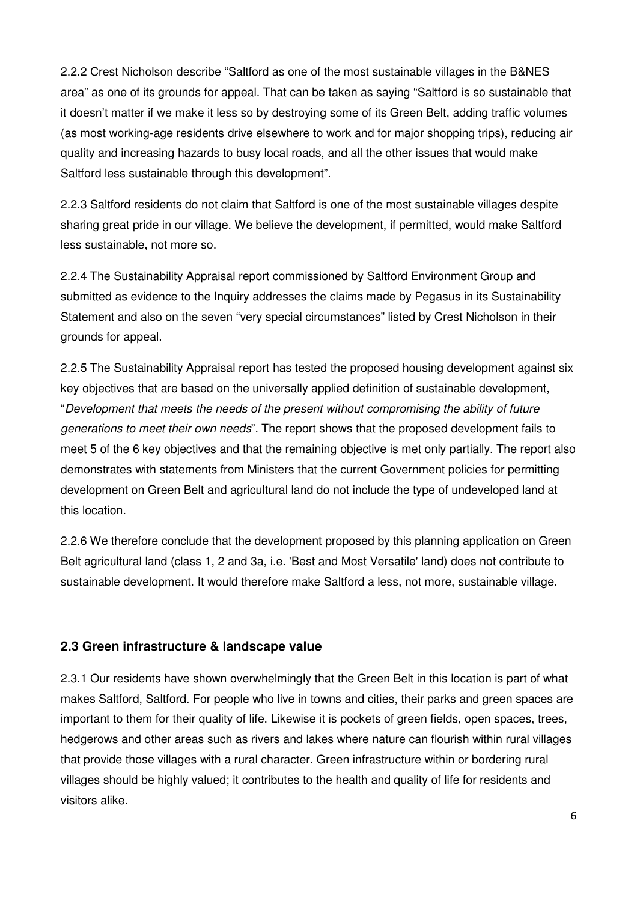2.2.2 Crest Nicholson describe "Saltford as one of the most sustainable villages in the B&NES area" as one of its grounds for appeal. That can be taken as saying "Saltford is so sustainable that it doesn't matter if we make it less so by destroying some of its Green Belt, adding traffic volumes (as most working-age residents drive elsewhere to work and for major shopping trips), reducing air quality and increasing hazards to busy local roads, and all the other issues that would make Saltford less sustainable through this development".

2.2.3 Saltford residents do not claim that Saltford is one of the most sustainable villages despite sharing great pride in our village. We believe the development, if permitted, would make Saltford less sustainable, not more so.

2.2.4 The Sustainability Appraisal report commissioned by Saltford Environment Group and submitted as evidence to the Inquiry addresses the claims made by Pegasus in its Sustainability Statement and also on the seven "very special circumstances" listed by Crest Nicholson in their grounds for appeal.

2.2.5 The Sustainability Appraisal report has tested the proposed housing development against six key objectives that are based on the universally applied definition of sustainable development, "*Development that meets the needs of the present without compromising the ability of future generations to meet their own needs*". The report shows that the proposed development fails to meet 5 of the 6 key objectives and that the remaining objective is met only partially. The report also demonstrates with statements from Ministers that the current Government policies for permitting development on Green Belt and agricultural land do not include the type of undeveloped land at this location.

2.2.6 We therefore conclude that the development proposed by this planning application on Green Belt agricultural land (class 1, 2 and 3a, i.e. 'Best and Most Versatile' land) does not contribute to sustainable development. It would therefore make Saltford a less, not more, sustainable village.

### 2.3 Green infrastructure & landscape value

2.3.1 Our residents have shown overwhelmingly that the Green Belt in this location is part of what makes Saltford, Saltford. For people who live in towns and cities, their parks and green spaces are important to them for their quality of life. Likewise it is pockets of green fields, open spaces, trees, hedgerows and other areas such as rivers and lakes where nature can flourish within rural villages that provide those villages with a rural character. Green infrastructure within or bordering rural villages should be highly valued; it contributes to the health and quality of life for residents and visitors alike.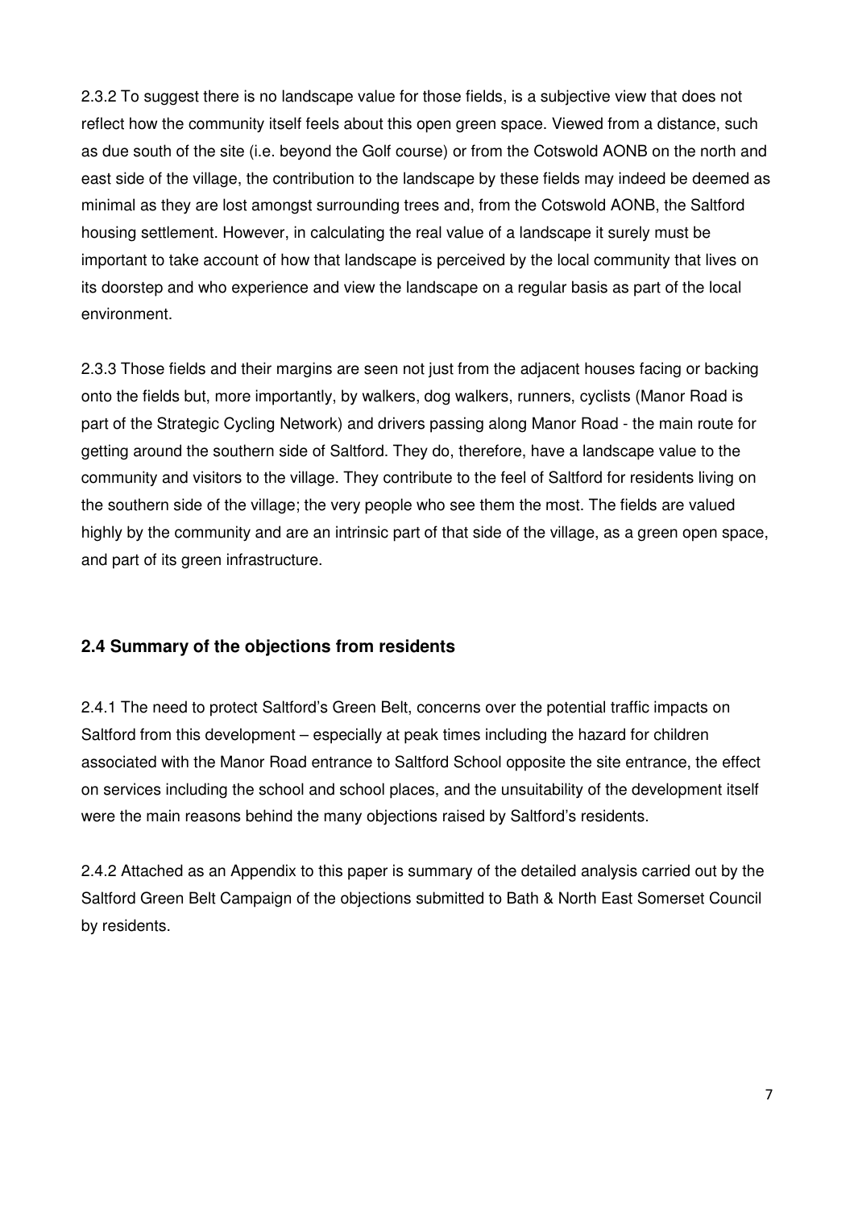2.3.2 To suggest there is no landscape value for those fields, is a subjective view that does not reflect how the community itself feels about this open green space. Viewed from a distance, such as due south of the site (i.e. beyond the Golf course) or from the Cotswold AONB on the north and east side of the village, the contribution to the landscape by these fields may indeed be deemed as minimal as they are lost amongst surrounding trees and, from the Cotswold AONB, the Saltford housing settlement. However, in calculating the real value of a landscape it surely must be important to take account of how that landscape is perceived by the local community that lives on its doorstep and who experience and view the landscape on a regular basis as part of the local environment.

2.3.3 Those fields and their margins are seen not just from the adjacent houses facing or backing onto the fields but, more importantly, by walkers, dog walkers, runners, cyclists (Manor Road is part of the Strategic Cycling Network) and drivers passing along Manor Road - the main route for getting around the southern side of Saltford. They do, therefore, have a landscape value to the community and visitors to the village. They contribute to the feel of Saltford for residents living on the southern side of the village; the very people who see them the most. The fields are valued highly by the community and are an intrinsic part of that side of the village, as a green open space, and part of its green infrastructure.

## 2.4 Summary of the objections from residents

2.4.1 The need to protect Saltford's Green Belt, concerns over the potential traffic impacts on Saltford from this development – especially at peak times including the hazard for children associated with the Manor Road entrance to Saltford School opposite the site entrance, the effect on services including the school and school places, and the unsuitability of the development itself were the main reasons behind the many objections raised by Saltford's residents.

2.4.2 Attached as an Appendix to this paper is summary of the detailed analysis carried out by the Saltford Green Belt Campaign of the objections submitted to Bath & North East Somerset Council by residents.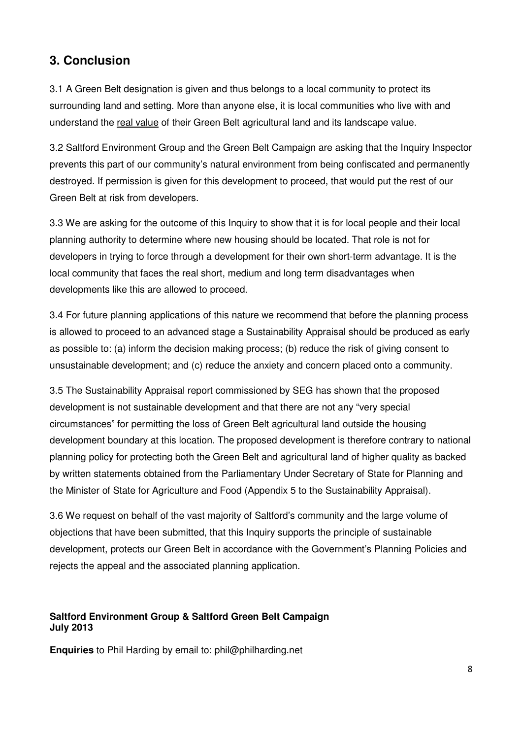## 3. Conclusion

3.1 A Green Belt designation is given and thus belongs to a local community to protect its surrounding land and setting. More than anyone else, it is local communities who live with and understand the real value of their Green Belt agricultural land and its landscape value.

3.2 Saltford Environment Group and the Green Belt Campaign are asking that the Inquiry Inspector prevents this part of our community's natural environment from being confiscated and permanently destroyed. If permission is given for this development to proceed, that would put the rest of our Green Belt at risk from developers.

3.3 We are asking for the outcome of this Inquiry to show that it is for local people and their local planning authority to determine where new housing should be located. That role is not for developers in trying to force through a development for their own short-term advantage. It is the local community that faces the real short, medium and long term disadvantages when developments like this are allowed to proceed.

3.4 For future planning applications of this nature we recommend that before the planning process is allowed to proceed to an advanced stage a Sustainability Appraisal should be produced as early as possible to: (a) inform the decision making process; (b) reduce the risk of giving consent to unsustainable development; and (c) reduce the anxiety and concern placed onto a community.

3.5 The Sustainability Appraisal report commissioned by SEG has shown that the proposed development is not sustainable development and that there are not any "very special circumstances" for permitting the loss of Green Belt agricultural land outside the housing development boundary at this location. The proposed development is therefore contrary to national planning policy for protecting both the Green Belt and agricultural land of higher quality as backed by written statements obtained from the Parliamentary Under Secretary of State for Planning and the Minister of State for Agriculture and Food (Appendix 5 to the Sustainability Appraisal).

3.6 We request on behalf of the vast majority of Saltford's community and the large volume of objections that have been submitted, that this Inquiry supports the principle of sustainable development, protects our Green Belt in accordance with the Government's Planning Policies and rejects the appeal and the associated planning application.

**Saltford Environment Group & Saltford Green Belt Campaign**
**July 2013**

**Enquiries** to Phil Harding by email to: phil@philharding.net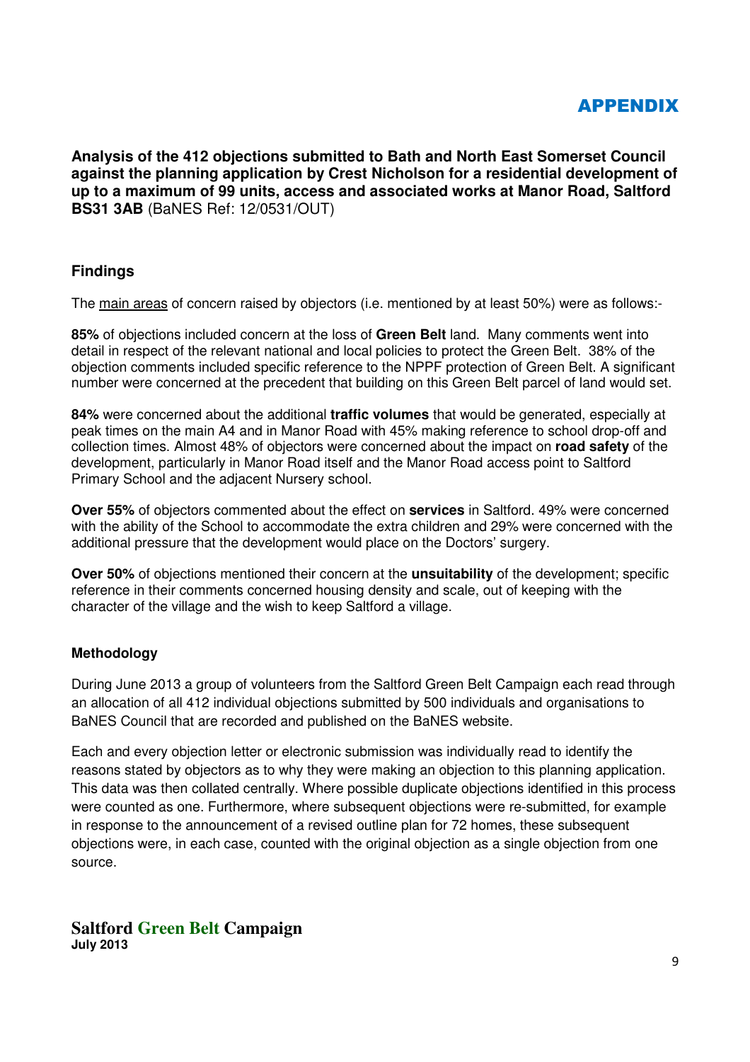# APPENDIX

**Analysis of the 412 objections submitted to Bath and North East Somerset Council against the planning application by Crest Nicholson for a residential development of up to a maximum of 99 units, access and associated works at Manor Road, Saltford BS31 3AB** (BaNES Ref: 12/0531/OUT)

## Findings

The main areas of concern raised by objectors (i.e. mentioned by at least 50%) were as follows:-

**85%** of objections included concern at the loss of **Green Belt** land. Many comments went into detail in respect of the relevant national and local policies to protect the Green Belt. 38% of the objection comments included specific reference to the NPPF protection of Green Belt. A significant number were concerned at the precedent that building on this Green Belt parcel of land would set.

**84%** were concerned about the additional **traffic volumes** that would be generated, especially at peak times on the main A4 and in Manor Road with 45% making reference to school drop-off and collection times. Almost 48% of objectors were concerned about the impact on **road safety** of the development, particularly in Manor Road itself and the Manor Road access point to Saltford Primary School and the adjacent Nursery school.

**Over 55%** of objectors commented about the effect on **services** in Saltford. 49% were concerned with the ability of the School to accommodate the extra children and 29% were concerned with the additional pressure that the development would place on the Doctors' surgery.

**Over 50%** of objections mentioned their concern at the **unsuitability** of the development; specific reference in their comments concerned housing density and scale, out of keeping with the character of the village and the wish to keep Saltford a village.

### Methodology

During June 2013 a group of volunteers from the Saltford Green Belt Campaign each read through an allocation of all 412 individual objections submitted by 500 individuals and organisations to BaNES Council that are recorded and published on the BaNES website.

Each and every objection letter or electronic submission was individually read to identify the reasons stated by objectors as to why they were making an objection to this planning application. This data was then collated centrally. Where possible duplicate objections identified in this process were counted as one. Furthermore, where subsequent objections were re-submitted, for example in response to the announcement of a revised outline plan for 72 homes, these subsequent objections were, in each case, counted with the original objection as a single objection from one source.

**Saltford Green Belt Campaign**
**July 2013**